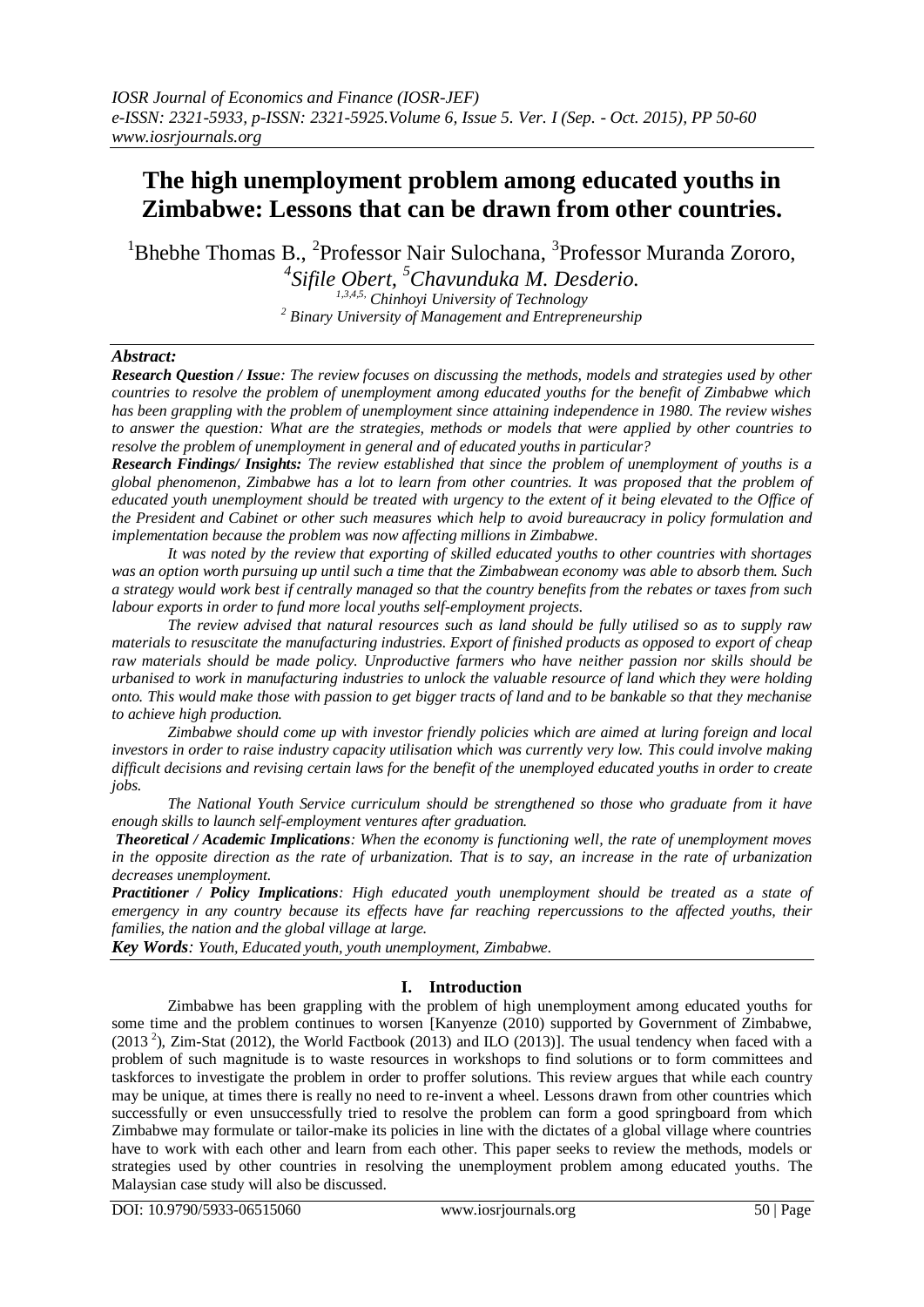# The high unemployment problem among educated youths in Zimbabwe: Lessons that can be drawn from other countries.

[1]Bhebhe Thomas B., [2]Professor Nair Sulochana, [3]Professor Muranda Zororo, [4]*Sifile Obert*, [5]*Chavunduka M. Desderio.*

[1,3,4,5] *Chinhoyi University of Technology*

[2] *Binary University of Management and Entrepreneurship*

***Abstract:***

***Research Question / Issue****: The review focuses on discussing the methods, models and strategies used by other countries to resolve the problem of unemployment among educated youths for the benefit of Zimbabwe which has been grappling with the problem of unemployment since attaining independence in 1980. The review wishes to answer the question: What are the strategies, methods or models that were applied by other countries to resolve the problem of unemployment in general and of educated youths in particular?*

***Research Findings/ Insights:*** *The review established that since the problem of unemployment of youths is a global phenomenon, Zimbabwe has a lot to learn from other countries. It was proposed that the problem of educated youth unemployment should be treated with urgency to the extent of it being elevated to the Office of the President and Cabinet or other such measures which help to avoid bureaucracy in policy formulation and implementation because the problem was now affecting millions in Zimbabwe.*

*It was noted by the review that exporting of skilled educated youths to other countries with shortages was an option worth pursuing up until such a time that the Zimbabwean economy was able to absorb them. Such a strategy would work best if centrally managed so that the country benefits from the rebates or taxes from such labour exports in order to fund more local youths self-employment projects.*

*The review advised that natural resources such as land should be fully utilised so as to supply raw materials to resuscitate the manufacturing industries. Export of finished products as opposed to export of cheap raw materials should be made policy. Unproductive farmers who have neither passion nor skills should be urbanised to work in manufacturing industries to unlock the valuable resource of land which they were holding onto. This would make those with passion to get bigger tracts of land and to be bankable so that they mechanise to achieve high production.*

*Zimbabwe should come up with investor friendly policies which are aimed at luring foreign and local investors in order to raise industry capacity utilisation which was currently very low. This could involve making difficult decisions and revising certain laws for the benefit of the unemployed educated youths in order to create jobs.*

*The National Youth Service curriculum should be strengthened so those who graduate from it have enough skills to launch self-employment ventures after graduation.*

***Theoretical / Academic Implications****: When the economy is functioning well, the rate of unemployment moves in the opposite direction as the rate of urbanization. That is to say, an increase in the rate of urbanization decreases unemployment.*

***Practitioner / Policy Implications****: High educated youth unemployment should be treated as a state of emergency in any country because its effects have far reaching repercussions to the affected youths, their families, the nation and the global village at large.*

***Key Words****: Youth, Educated youth, youth unemployment, Zimbabwe.*

## I. Introduction

Zimbabwe has been grappling with the problem of high unemployment among educated youths for some time and the problem continues to worsen [Kanyenze (2010) supported by Government of Zimbabwe, (2013 [2]), Zim-Stat (2012), the World Factbook (2013) and ILO (2013)]. The usual tendency when faced with a problem of such magnitude is to waste resources in workshops to find solutions or to form committees and taskforces to investigate the problem in order to proffer solutions. This review argues that while each country may be unique, at times there is really no need to re-invent a wheel. Lessons drawn from other countries which successfully or even unsuccessfully tried to resolve the problem can form a good springboard from which Zimbabwe may formulate or tailor-make its policies in line with the dictates of a global village where countries have to work with each other and learn from each other. This paper seeks to review the methods, models or strategies used by other countries in resolving the unemployment problem among educated youths. The Malaysian case study will also be discussed.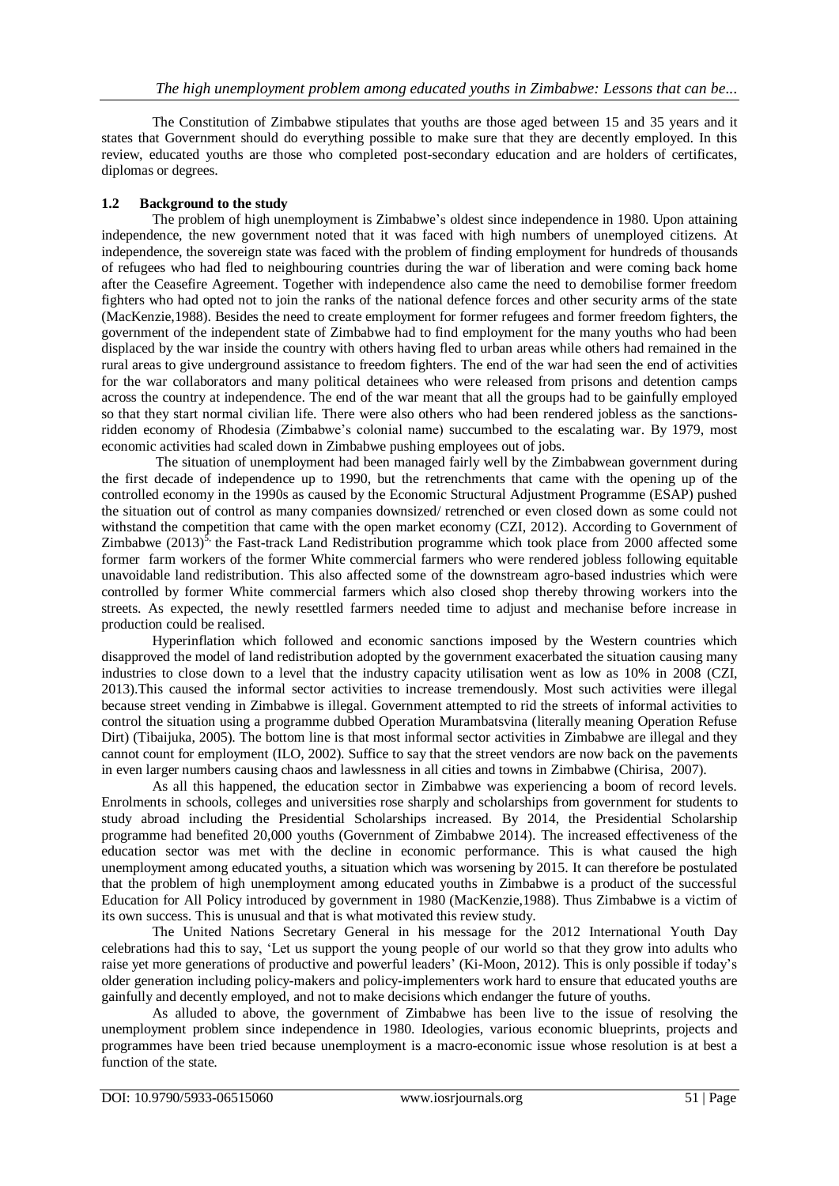The Constitution of Zimbabwe stipulates that youths are those aged between 15 and 35 years and it states that Government should do everything possible to make sure that they are decently employed. In this review, educated youths are those who completed post-secondary education and are holders of certificates, diplomas or degrees.

### 1.2 Background to the study

The problem of high unemployment is Zimbabwe's oldest since independence in 1980. Upon attaining independence, the new government noted that it was faced with high numbers of unemployed citizens. At independence, the sovereign state was faced with the problem of finding employment for hundreds of thousands of refugees who had fled to neighbouring countries during the war of liberation and were coming back home after the Ceasefire Agreement. Together with independence also came the need to demobilise former freedom fighters who had opted not to join the ranks of the national defence forces and other security arms of the state (MacKenzie,1988). Besides the need to create employment for former refugees and former freedom fighters, the government of the independent state of Zimbabwe had to find employment for the many youths who had been displaced by the war inside the country with others having fled to urban areas while others had remained in the rural areas to give underground assistance to freedom fighters. The end of the war had seen the end of activities for the war collaborators and many political detainees who were released from prisons and detention camps across the country at independence. The end of the war meant that all the groups had to be gainfully employed so that they start normal civilian life. There were also others who had been rendered jobless as the sanctions-ridden economy of Rhodesia (Zimbabwe's colonial name) succumbed to the escalating war. By 1979, most economic activities had scaled down in Zimbabwe pushing employees out of jobs.

The situation of unemployment had been managed fairly well by the Zimbabwean government during the first decade of independence up to 1990, but the retrenchments that came with the opening up of the controlled economy in the 1990s as caused by the Economic Structural Adjustment Programme (ESAP) pushed the situation out of control as many companies downsized/ retrenched or even closed down as some could not withstand the competition that came with the open market economy (CZI, 2012). According to Government of Zimbabwe (2013)[5], the Fast-track Land Redistribution programme which took place from 2000 affected some former farm workers of the former White commercial farmers who were rendered jobless following equitable unavoidable land redistribution. This also affected some of the downstream agro-based industries which were controlled by former White commercial farmers which also closed shop thereby throwing workers into the streets. As expected, the newly resettled farmers needed time to adjust and mechanise before increase in production could be realised.

Hyperinflation which followed and economic sanctions imposed by the Western countries which disapproved the model of land redistribution adopted by the government exacerbated the situation causing many industries to close down to a level that the industry capacity utilisation went as low as 10% in 2008 (CZI, 2013).This caused the informal sector activities to increase tremendously. Most such activities were illegal because street vending in Zimbabwe is illegal. Government attempted to rid the streets of informal activities to control the situation using a programme dubbed Operation Murambatsvina (literally meaning Operation Refuse Dirt) (Tibaijuka, 2005). The bottom line is that most informal sector activities in Zimbabwe are illegal and they cannot count for employment (ILO, 2002). Suffice to say that the street vendors are now back on the pavements in even larger numbers causing chaos and lawlessness in all cities and towns in Zimbabwe (Chirisa, 2007).

As all this happened, the education sector in Zimbabwe was experiencing a boom of record levels. Enrolments in schools, colleges and universities rose sharply and scholarships from government for students to study abroad including the Presidential Scholarships increased. By 2014, the Presidential Scholarship programme had benefited 20,000 youths (Government of Zimbabwe 2014). The increased effectiveness of the education sector was met with the decline in economic performance. This is what caused the high unemployment among educated youths, a situation which was worsening by 2015. It can therefore be postulated that the problem of high unemployment among educated youths in Zimbabwe is a product of the successful Education for All Policy introduced by government in 1980 (MacKenzie,1988). Thus Zimbabwe is a victim of its own success. This is unusual and that is what motivated this review study.

The United Nations Secretary General in his message for the 2012 International Youth Day celebrations had this to say, 'Let us support the young people of our world so that they grow into adults who raise yet more generations of productive and powerful leaders' (Ki-Moon, 2012). This is only possible if today's older generation including policy-makers and policy-implementers work hard to ensure that educated youths are gainfully and decently employed, and not to make decisions which endanger the future of youths.

As alluded to above, the government of Zimbabwe has been live to the issue of resolving the unemployment problem since independence in 1980. Ideologies, various economic blueprints, projects and programmes have been tried because unemployment is a macro-economic issue whose resolution is at best a function of the state.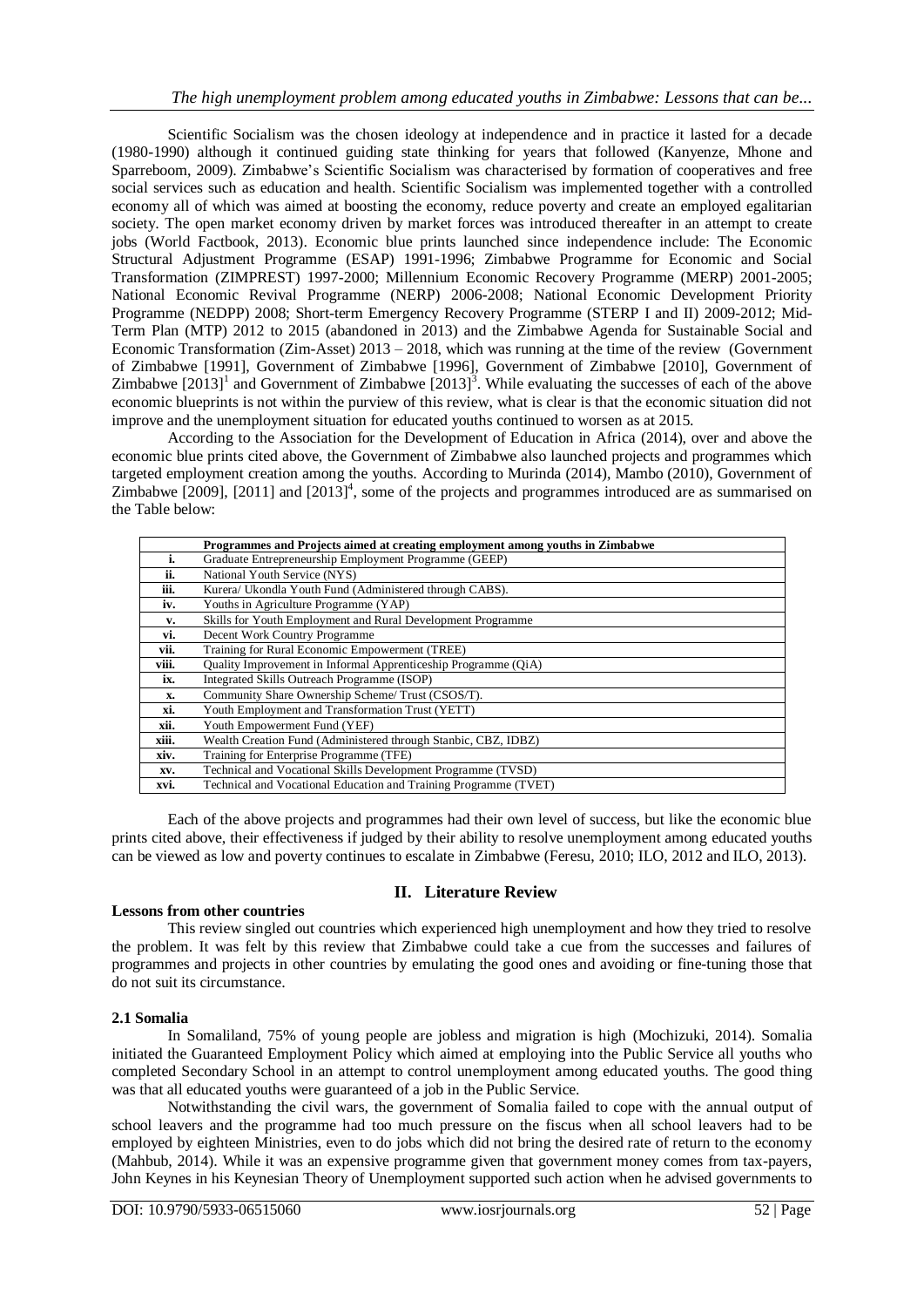Scientific Socialism was the chosen ideology at independence and in practice it lasted for a decade (1980-1990) although it continued guiding state thinking for years that followed (Kanyenze, Mhone and Sparreboom, 2009). Zimbabwe's Scientific Socialism was characterised by formation of cooperatives and free social services such as education and health. Scientific Socialism was implemented together with a controlled economy all of which was aimed at boosting the economy, reduce poverty and create an employed egalitarian society. The open market economy driven by market forces was introduced thereafter in an attempt to create jobs (World Factbook, 2013). Economic blue prints launched since independence include: The Economic Structural Adjustment Programme (ESAP) 1991-1996; Zimbabwe Programme for Economic and Social Transformation (ZIMPREST) 1997-2000; Millennium Economic Recovery Programme (MERP) 2001-2005; National Economic Revival Programme (NERP) 2006-2008; National Economic Development Priority Programme (NEDPP) 2008; Short-term Emergency Recovery Programme (STERP I and II) 2009-2012; Mid-Term Plan (MTP) 2012 to 2015 (abandoned in 2013) and the Zimbabwe Agenda for Sustainable Social and Economic Transformation (Zim-Asset) 2013 – 2018, which was running at the time of the review (Government of Zimbabwe [1991], Government of Zimbabwe [1996], Government of Zimbabwe [2010], Government of Zimbabwe [2013][1] and Government of Zimbabwe [2013][3]. While evaluating the successes of each of the above economic blueprints is not within the purview of this review, what is clear is that the economic situation did not improve and the unemployment situation for educated youths continued to worsen as at 2015.

According to the Association for the Development of Education in Africa (2014), over and above the economic blue prints cited above, the Government of Zimbabwe also launched projects and programmes which targeted employment creation among the youths. According to Murinda (2014), Mambo (2010), Government of Zimbabwe [2009], [2011] and [2013][4], some of the projects and programmes introduced are as summarised on the Table below:

| | **Programmes and Projects aimed at creating employment among youths in Zimbabwe** |
|---|---|
| **i.** | Graduate Entrepreneurship Employment Programme (GEEP) |
| **ii.** | National Youth Service (NYS) |
| **iii.** | Kurera/ Ukondla Youth Fund (Administered through CABS). |
| **iv.** | Youths in Agriculture Programme (YAP) |
| **v.** | Skills for Youth Employment and Rural Development Programme |
| **vi.** | Decent Work Country Programme |
| **vii.** | Training for Rural Economic Empowerment (TREE) |
| **viii.** | Quality Improvement in Informal Apprenticeship Programme (QiA) |
| **ix.** | Integrated Skills Outreach Programme (ISOP) |
| **x.** | Community Share Ownership Scheme/ Trust (CSOS/T). |
| **xi.** | Youth Employment and Transformation Trust (YETT) |
| **xii.** | Youth Empowerment Fund (YEF) |
| **xiii.** | Wealth Creation Fund (Administered through Stanbic, CBZ, IDBZ) |
| **xiv.** | Training for Enterprise Programme (TFE) |
| **xv.** | Technical and Vocational Skills Development Programme (TVSD) |
| **xvi.** | Technical and Vocational Education and Training Programme (TVET) |

Each of the above projects and programmes had their own level of success, but like the economic blue prints cited above, their effectiveness if judged by their ability to resolve unemployment among educated youths can be viewed as low and poverty continues to escalate in Zimbabwe (Feresu, 2010; ILO, 2012 and ILO, 2013).

## II. Literature Review

**Lessons from other countries**

This review singled out countries which experienced high unemployment and how they tried to resolve the problem. It was felt by this review that Zimbabwe could take a cue from the successes and failures of programmes and projects in other countries by emulating the good ones and avoiding or fine-tuning those that do not suit its circumstance.

### 2.1 Somalia

In Somaliland, 75% of young people are jobless and migration is high (Mochizuki, 2014). Somalia initiated the Guaranteed Employment Policy which aimed at employing into the Public Service all youths who completed Secondary School in an attempt to control unemployment among educated youths. The good thing was that all educated youths were guaranteed of a job in the Public Service.

Notwithstanding the civil wars, the government of Somalia failed to cope with the annual output of school leavers and the programme had too much pressure on the fiscus when all school leavers had to be employed by eighteen Ministries, even to do jobs which did not bring the desired rate of return to the economy (Mahbub, 2014). While it was an expensive programme given that government money comes from tax-payers, John Keynes in his Keynesian Theory of Unemployment supported such action when he advised governments to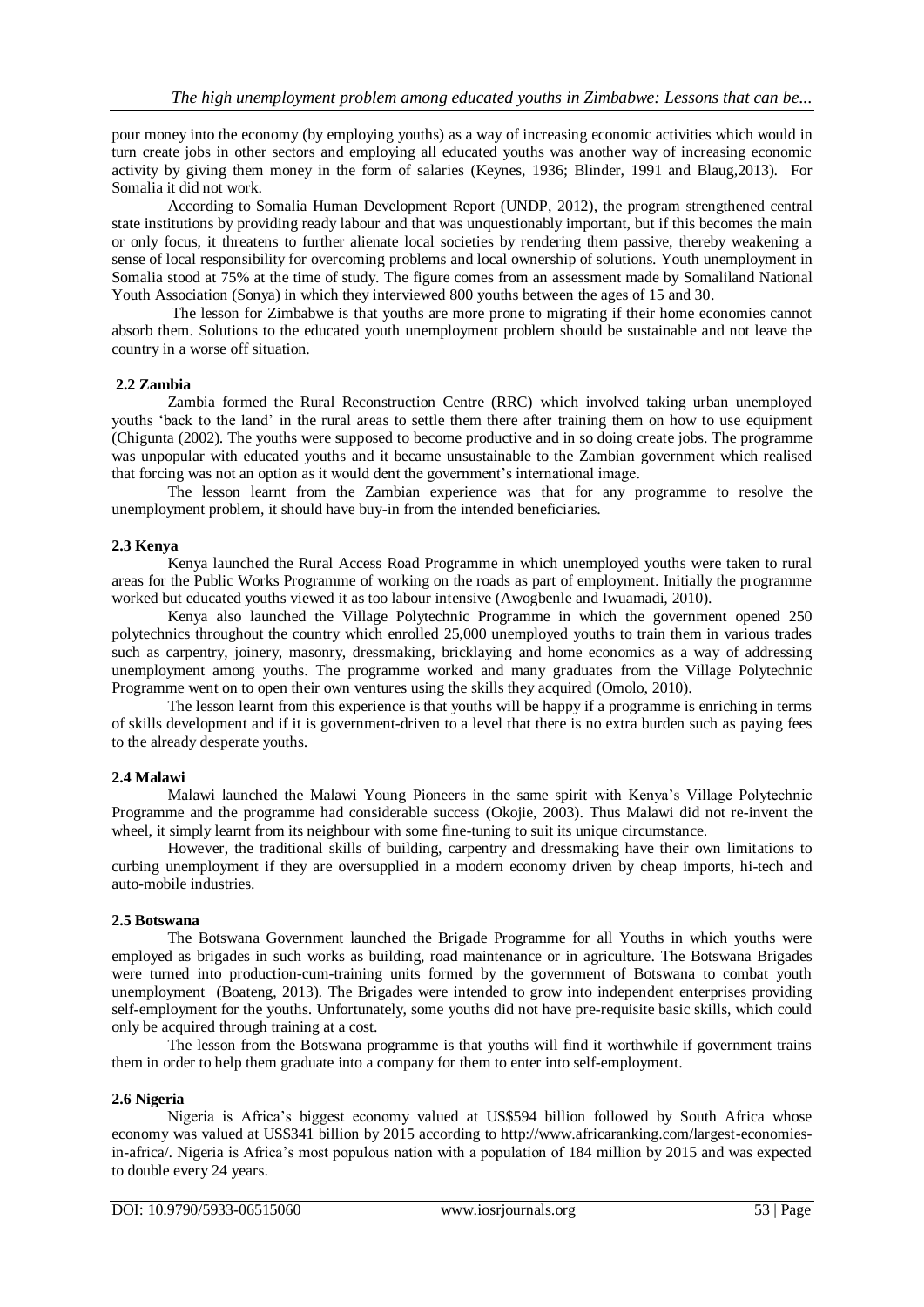pour money into the economy (by employing youths) as a way of increasing economic activities which would in turn create jobs in other sectors and employing all educated youths was another way of increasing economic activity by giving them money in the form of salaries (Keynes, 1936; Blinder, 1991 and Blaug,2013). For Somalia it did not work.

According to Somalia Human Development Report (UNDP, 2012), the program strengthened central state institutions by providing ready labour and that was unquestionably important, but if this becomes the main or only focus, it threatens to further alienate local societies by rendering them passive, thereby weakening a sense of local responsibility for overcoming problems and local ownership of solutions. Youth unemployment in Somalia stood at 75% at the time of study. The figure comes from an assessment made by Somaliland National Youth Association (Sonya) in which they interviewed 800 youths between the ages of 15 and 30.

The lesson for Zimbabwe is that youths are more prone to migrating if their home economies cannot absorb them. Solutions to the educated youth unemployment problem should be sustainable and not leave the country in a worse off situation.

### 2.2 Zambia

Zambia formed the Rural Reconstruction Centre (RRC) which involved taking urban unemployed youths 'back to the land' in the rural areas to settle them there after training them on how to use equipment (Chigunta (2002). The youths were supposed to become productive and in so doing create jobs. The programme was unpopular with educated youths and it became unsustainable to the Zambian government which realised that forcing was not an option as it would dent the government's international image.

The lesson learnt from the Zambian experience was that for any programme to resolve the unemployment problem, it should have buy-in from the intended beneficiaries.

### 2.3 Kenya

Kenya launched the Rural Access Road Programme in which unemployed youths were taken to rural areas for the Public Works Programme of working on the roads as part of employment. Initially the programme worked but educated youths viewed it as too labour intensive (Awogbenle and Iwuamadi, 2010).

Kenya also launched the Village Polytechnic Programme in which the government opened 250 polytechnics throughout the country which enrolled 25,000 unemployed youths to train them in various trades such as carpentry, joinery, masonry, dressmaking, bricklaying and home economics as a way of addressing unemployment among youths. The programme worked and many graduates from the Village Polytechnic Programme went on to open their own ventures using the skills they acquired (Omolo, 2010).

The lesson learnt from this experience is that youths will be happy if a programme is enriching in terms of skills development and if it is government-driven to a level that there is no extra burden such as paying fees to the already desperate youths.

### 2.4 Malawi

Malawi launched the Malawi Young Pioneers in the same spirit with Kenya's Village Polytechnic Programme and the programme had considerable success (Okojie, 2003). Thus Malawi did not re-invent the wheel, it simply learnt from its neighbour with some fine-tuning to suit its unique circumstance.

However, the traditional skills of building, carpentry and dressmaking have their own limitations to curbing unemployment if they are oversupplied in a modern economy driven by cheap imports, hi-tech and auto-mobile industries.

### 2.5 Botswana

The Botswana Government launched the Brigade Programme for all Youths in which youths were employed as brigades in such works as building, road maintenance or in agriculture. The Botswana Brigades were turned into production-cum-training units formed by the government of Botswana to combat youth unemployment (Boateng, 2013). The Brigades were intended to grow into independent enterprises providing self-employment for the youths. Unfortunately, some youths did not have pre-requisite basic skills, which could only be acquired through training at a cost.

The lesson from the Botswana programme is that youths will find it worthwhile if government trains them in order to help them graduate into a company for them to enter into self-employment.

### 2.6 Nigeria

Nigeria is Africa's biggest economy valued at US$594 billion followed by South Africa whose economy was valued at US$341 billion by 2015 according to http://www.africaranking.com/largest-economies-in-africa/. Nigeria is Africa's most populous nation with a population of 184 million by 2015 and was expected to double every 24 years.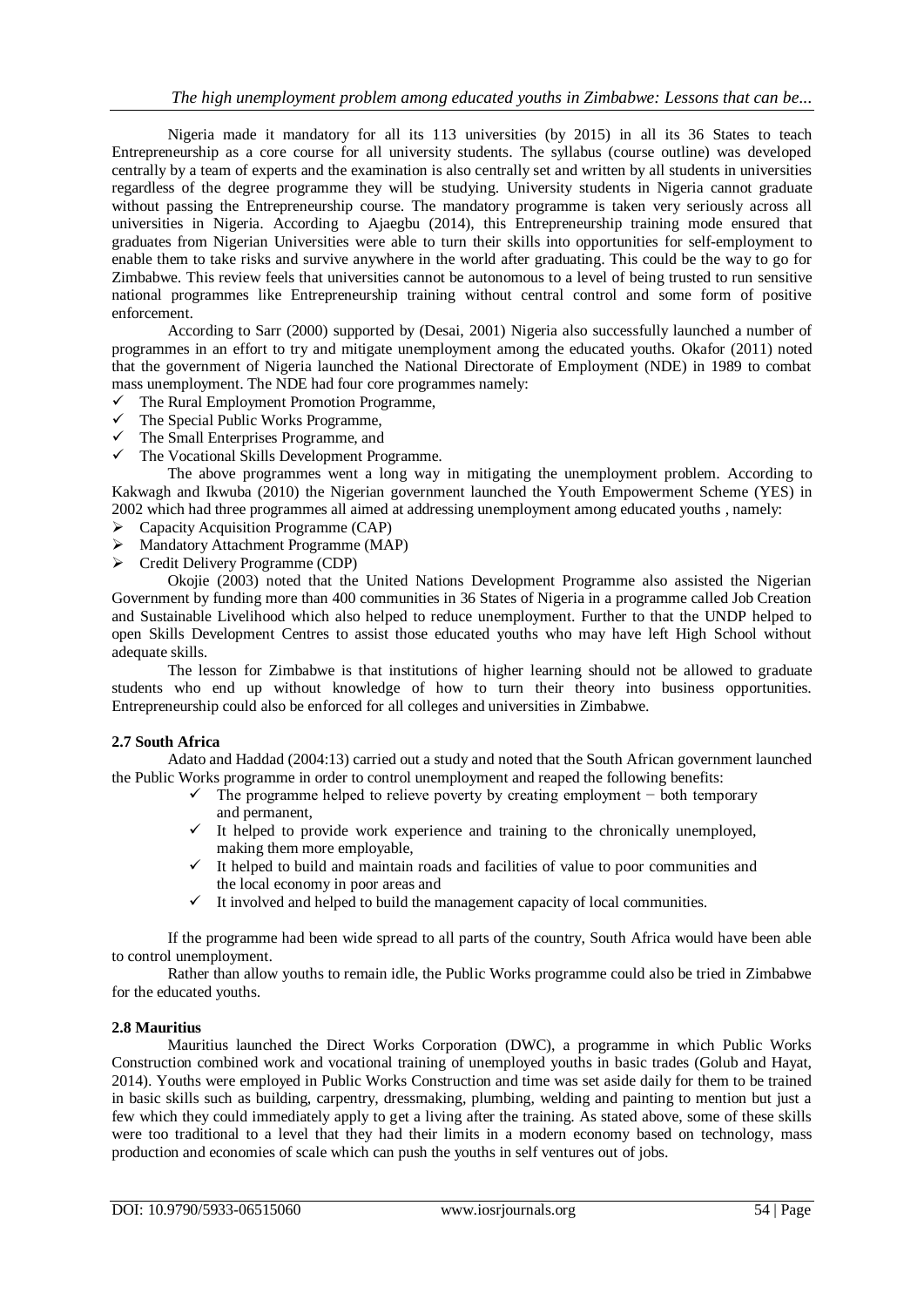Nigeria made it mandatory for all its 113 universities (by 2015) in all its 36 States to teach Entrepreneurship as a core course for all university students. The syllabus (course outline) was developed centrally by a team of experts and the examination is also centrally set and written by all students in universities regardless of the degree programme they will be studying. University students in Nigeria cannot graduate without passing the Entrepreneurship course. The mandatory programme is taken very seriously across all universities in Nigeria. According to Ajaegbu (2014), this Entrepreneurship training mode ensured that graduates from Nigerian Universities were able to turn their skills into opportunities for self-employment to enable them to take risks and survive anywhere in the world after graduating. This could be the way to go for Zimbabwe. This review feels that universities cannot be autonomous to a level of being trusted to run sensitive national programmes like Entrepreneurship training without central control and some form of positive enforcement.

According to Sarr (2000) supported by (Desai, 2001) Nigeria also successfully launched a number of programmes in an effort to try and mitigate unemployment among the educated youths. Okafor (2011) noted that the government of Nigeria launched the National Directorate of Employment (NDE) in 1989 to combat mass unemployment. The NDE had four core programmes namely:

- ✓ The Rural Employment Promotion Programme,
- ✓ The Special Public Works Programme,
- ✓ The Small Enterprises Programme, and
- ✓ The Vocational Skills Development Programme.

The above programmes went a long way in mitigating the unemployment problem. According to Kakwagh and Ikwuba (2010) the Nigerian government launched the Youth Empowerment Scheme (YES) in 2002 which had three programmes all aimed at addressing unemployment among educated youths , namely:

- ➢ Capacity Acquisition Programme (CAP)
- ➢ Mandatory Attachment Programme (MAP)
- ➢ Credit Delivery Programme (CDP)

Okojie (2003) noted that the United Nations Development Programme also assisted the Nigerian Government by funding more than 400 communities in 36 States of Nigeria in a programme called Job Creation and Sustainable Livelihood which also helped to reduce unemployment. Further to that the UNDP helped to open Skills Development Centres to assist those educated youths who may have left High School without adequate skills.

The lesson for Zimbabwe is that institutions of higher learning should not be allowed to graduate students who end up without knowledge of how to turn their theory into business opportunities. Entrepreneurship could also be enforced for all colleges and universities in Zimbabwe.

### 2.7 South Africa

Adato and Haddad (2004:13) carried out a study and noted that the South African government launched the Public Works programme in order to control unemployment and reaped the following benefits:

- ✓ The programme helped to relieve poverty by creating employment − both temporary and permanent,
- ✓ It helped to provide work experience and training to the chronically unemployed, making them more employable,
- ✓ It helped to build and maintain roads and facilities of value to poor communities and the local economy in poor areas and
- ✓ It involved and helped to build the management capacity of local communities.

If the programme had been wide spread to all parts of the country, South Africa would have been able to control unemployment.

Rather than allow youths to remain idle, the Public Works programme could also be tried in Zimbabwe for the educated youths.

### 2.8 Mauritius

Mauritius launched the Direct Works Corporation (DWC), a programme in which Public Works Construction combined work and vocational training of unemployed youths in basic trades (Golub and Hayat, 2014). Youths were employed in Public Works Construction and time was set aside daily for them to be trained in basic skills such as building, carpentry, dressmaking, plumbing, welding and painting to mention but just a few which they could immediately apply to get a living after the training. As stated above, some of these skills were too traditional to a level that they had their limits in a modern economy based on technology, mass production and economies of scale which can push the youths in self ventures out of jobs.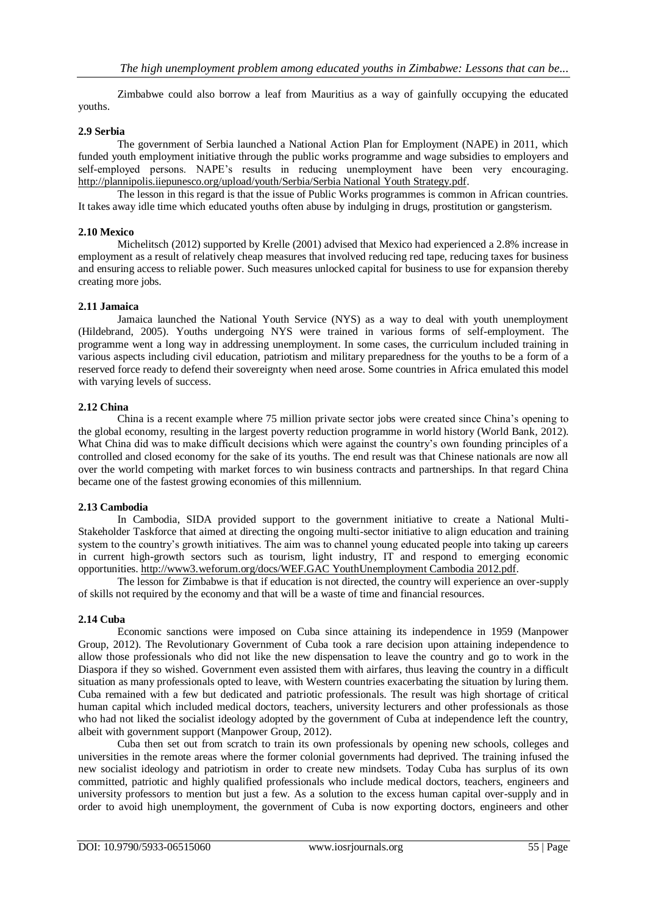Zimbabwe could also borrow a leaf from Mauritius as a way of gainfully occupying the educated youths.

### 2.9 Serbia

The government of Serbia launched a National Action Plan for Employment (NAPE) in 2011, which funded youth employment initiative through the public works programme and wage subsidies to employers and self-employed persons. NAPE's results in reducing unemployment have been very encouraging. http://plannipolis.iiepunesco.org/upload/youth/Serbia/Serbia National Youth Strategy.pdf.

The lesson in this regard is that the issue of Public Works programmes is common in African countries. It takes away idle time which educated youths often abuse by indulging in drugs, prostitution or gangsterism.

### 2.10 Mexico

Michelitsch (2012) supported by Krelle (2001) advised that Mexico had experienced a 2.8% increase in employment as a result of relatively cheap measures that involved reducing red tape, reducing taxes for business and ensuring access to reliable power. Such measures unlocked capital for business to use for expansion thereby creating more jobs.

### 2.11 Jamaica

Jamaica launched the National Youth Service (NYS) as a way to deal with youth unemployment (Hildebrand, 2005). Youths undergoing NYS were trained in various forms of self-employment. The programme went a long way in addressing unemployment. In some cases, the curriculum included training in various aspects including civil education, patriotism and military preparedness for the youths to be a form of a reserved force ready to defend their sovereignty when need arose. Some countries in Africa emulated this model with varying levels of success.

### 2.12 China

China is a recent example where 75 million private sector jobs were created since China's opening to the global economy, resulting in the largest poverty reduction programme in world history (World Bank, 2012). What China did was to make difficult decisions which were against the country's own founding principles of a controlled and closed economy for the sake of its youths. The end result was that Chinese nationals are now all over the world competing with market forces to win business contracts and partnerships. In that regard China became one of the fastest growing economies of this millennium.

### 2.13 Cambodia

In Cambodia, SIDA provided support to the government initiative to create a National Multi-Stakeholder Taskforce that aimed at directing the ongoing multi-sector initiative to align education and training system to the country's growth initiatives. The aim was to channel young educated people into taking up careers in current high-growth sectors such as tourism, light industry, IT and respond to emerging economic opportunities. http://www3.weforum.org/docs/WEF.GAC YouthUnemployment Cambodia 2012.pdf.

The lesson for Zimbabwe is that if education is not directed, the country will experience an over-supply of skills not required by the economy and that will be a waste of time and financial resources.

### 2.14 Cuba

Economic sanctions were imposed on Cuba since attaining its independence in 1959 (Manpower Group, 2012). The Revolutionary Government of Cuba took a rare decision upon attaining independence to allow those professionals who did not like the new dispensation to leave the country and go to work in the Diaspora if they so wished. Government even assisted them with airfares, thus leaving the country in a difficult situation as many professionals opted to leave, with Western countries exacerbating the situation by luring them. Cuba remained with a few but dedicated and patriotic professionals. The result was high shortage of critical human capital which included medical doctors, teachers, university lecturers and other professionals as those who had not liked the socialist ideology adopted by the government of Cuba at independence left the country, albeit with government support (Manpower Group, 2012).

Cuba then set out from scratch to train its own professionals by opening new schools, colleges and universities in the remote areas where the former colonial governments had deprived. The training infused the new socialist ideology and patriotism in order to create new mindsets. Today Cuba has surplus of its own committed, patriotic and highly qualified professionals who include medical doctors, teachers, engineers and university professors to mention but just a few. As a solution to the excess human capital over-supply and in order to avoid high unemployment, the government of Cuba is now exporting doctors, engineers and other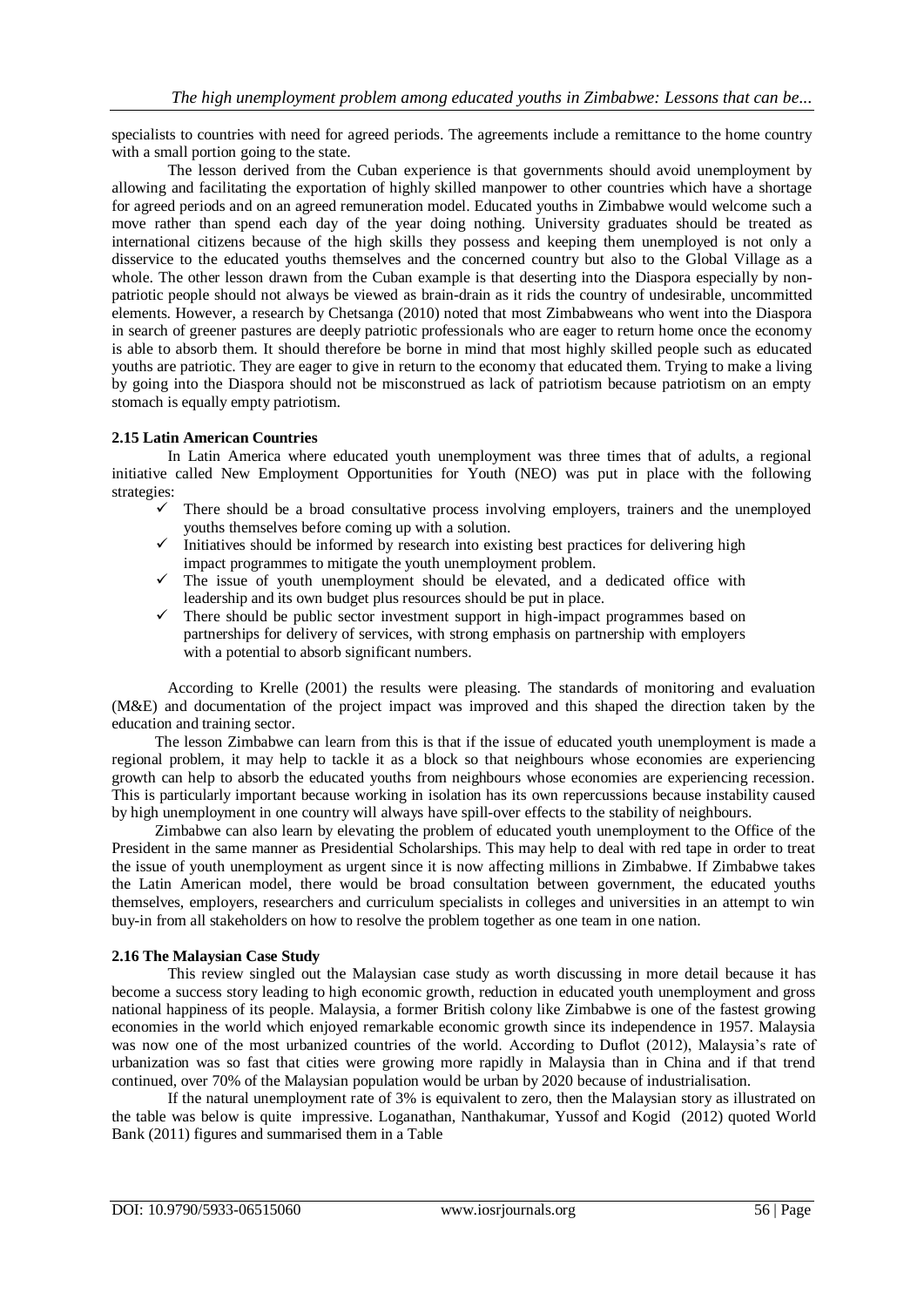specialists to countries with need for agreed periods. The agreements include a remittance to the home country with a small portion going to the state.

The lesson derived from the Cuban experience is that governments should avoid unemployment by allowing and facilitating the exportation of highly skilled manpower to other countries which have a shortage for agreed periods and on an agreed remuneration model. Educated youths in Zimbabwe would welcome such a move rather than spend each day of the year doing nothing. University graduates should be treated as international citizens because of the high skills they possess and keeping them unemployed is not only a disservice to the educated youths themselves and the concerned country but also to the Global Village as a whole. The other lesson drawn from the Cuban example is that deserting into the Diaspora especially by non-patriotic people should not always be viewed as brain-drain as it rids the country of undesirable, uncommitted elements. However, a research by Chetsanga (2010) noted that most Zimbabweans who went into the Diaspora in search of greener pastures are deeply patriotic professionals who are eager to return home once the economy is able to absorb them. It should therefore be borne in mind that most highly skilled people such as educated youths are patriotic. They are eager to give in return to the economy that educated them. Trying to make a living by going into the Diaspora should not be misconstrued as lack of patriotism because patriotism on an empty stomach is equally empty patriotism.

### 2.15 Latin American Countries

In Latin America where educated youth unemployment was three times that of adults, a regional initiative called New Employment Opportunities for Youth (NEO) was put in place with the following strategies:

- ✓ There should be a broad consultative process involving employers, trainers and the unemployed youths themselves before coming up with a solution.
- ✓ Initiatives should be informed by research into existing best practices for delivering high impact programmes to mitigate the youth unemployment problem.
- ✓ The issue of youth unemployment should be elevated, and a dedicated office with leadership and its own budget plus resources should be put in place.
- ✓ There should be public sector investment support in high-impact programmes based on partnerships for delivery of services, with strong emphasis on partnership with employers with a potential to absorb significant numbers.

According to Krelle (2001) the results were pleasing. The standards of monitoring and evaluation (M&E) and documentation of the project impact was improved and this shaped the direction taken by the education and training sector.

The lesson Zimbabwe can learn from this is that if the issue of educated youth unemployment is made a regional problem, it may help to tackle it as a block so that neighbours whose economies are experiencing growth can help to absorb the educated youths from neighbours whose economies are experiencing recession. This is particularly important because working in isolation has its own repercussions because instability caused by high unemployment in one country will always have spill-over effects to the stability of neighbours.

Zimbabwe can also learn by elevating the problem of educated youth unemployment to the Office of the President in the same manner as Presidential Scholarships. This may help to deal with red tape in order to treat the issue of youth unemployment as urgent since it is now affecting millions in Zimbabwe. If Zimbabwe takes the Latin American model, there would be broad consultation between government, the educated youths themselves, employers, researchers and curriculum specialists in colleges and universities in an attempt to win buy-in from all stakeholders on how to resolve the problem together as one team in one nation.

### 2.16 The Malaysian Case Study

This review singled out the Malaysian case study as worth discussing in more detail because it has become a success story leading to high economic growth, reduction in educated youth unemployment and gross national happiness of its people. Malaysia, a former British colony like Zimbabwe is one of the fastest growing economies in the world which enjoyed remarkable economic growth since its independence in 1957. Malaysia was now one of the most urbanized countries of the world. According to Duflot (2012), Malaysia's rate of urbanization was so fast that cities were growing more rapidly in Malaysia than in China and if that trend continued, over 70% of the Malaysian population would be urban by 2020 because of industrialisation.

If the natural unemployment rate of 3% is equivalent to zero, then the Malaysian story as illustrated on the table was below is quite impressive. Loganathan, Nanthakumar, Yussof and Kogid (2012) quoted World Bank (2011) figures and summarised them in a Table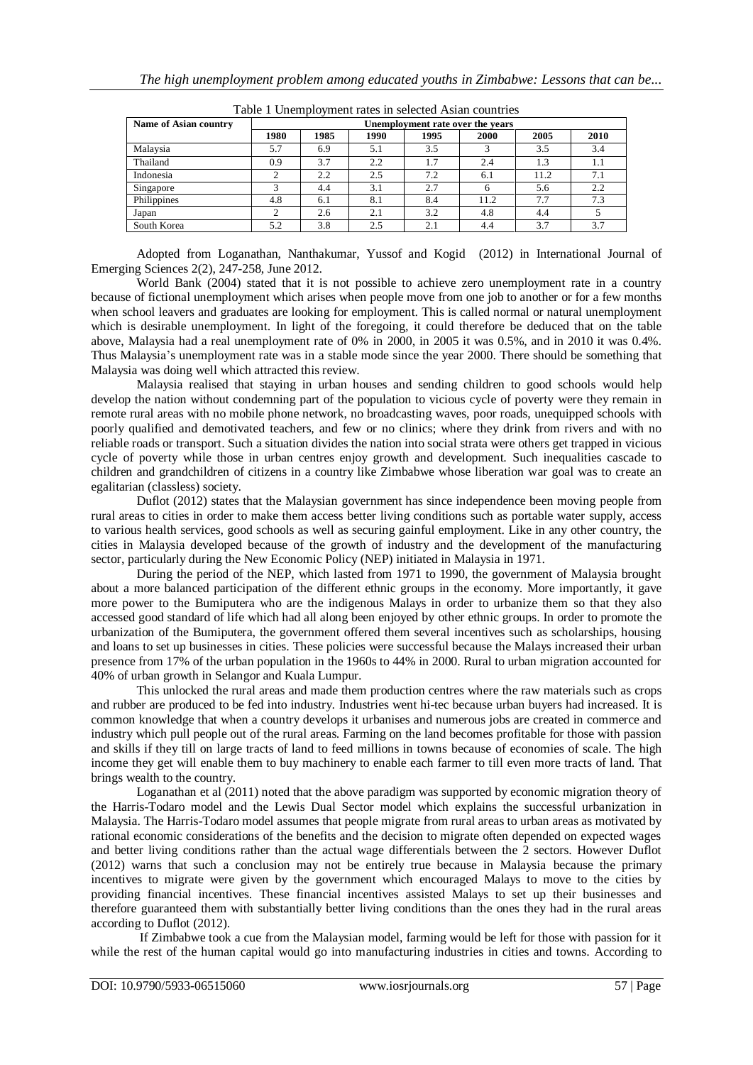Table 1 Unemployment rates in selected Asian countries

| Name of Asian country | Unemployment rate over the years | | | | | | |
|---|---|---|---|---|---|---|---|
| | 1980 | 1985 | 1990 | 1995 | 2000 | 2005 | 2010 |
| Malaysia | 5.7 | 6.9 | 5.1 | 3.5 | 3 | 3.5 | 3.4 |
| Thailand | 0.9 | 3.7 | 2.2 | 1.7 | 2.4 | 1.3 | 1.1 |
| Indonesia | 2 | 2.2 | 2.5 | 7.2 | 6.1 | 11.2 | 7.1 |
| Singapore | 3 | 4.4 | 3.1 | 2.7 | 6 | 5.6 | 2.2 |
| Philippines | 4.8 | 6.1 | 8.1 | 8.4 | 11.2 | 7.7 | 7.3 |
| Japan | 2 | 2.6 | 2.1 | 3.2 | 4.8 | 4.4 | 5 |
| South Korea | 5.2 | 3.8 | 2.5 | 2.1 | 4.4 | 3.7 | 3.7 |

Adopted from Loganathan, Nanthakumar, Yussof and Kogid (2012) in International Journal of Emerging Sciences 2(2), 247-258, June 2012.

World Bank (2004) stated that it is not possible to achieve zero unemployment rate in a country because of fictional unemployment which arises when people move from one job to another or for a few months when school leavers and graduates are looking for employment. This is called normal or natural unemployment which is desirable unemployment. In light of the foregoing, it could therefore be deduced that on the table above, Malaysia had a real unemployment rate of 0% in 2000, in 2005 it was 0.5%, and in 2010 it was 0.4%. Thus Malaysia's unemployment rate was in a stable mode since the year 2000. There should be something that Malaysia was doing well which attracted this review.

Malaysia realised that staying in urban houses and sending children to good schools would help develop the nation without condemning part of the population to vicious cycle of poverty were they remain in remote rural areas with no mobile phone network, no broadcasting waves, poor roads, unequipped schools with poorly qualified and demotivated teachers, and few or no clinics; where they drink from rivers and with no reliable roads or transport. Such a situation divides the nation into social strata were others get trapped in vicious cycle of poverty while those in urban centres enjoy growth and development. Such inequalities cascade to children and grandchildren of citizens in a country like Zimbabwe whose liberation war goal was to create an egalitarian (classless) society.

Duflot (2012) states that the Malaysian government has since independence been moving people from rural areas to cities in order to make them access better living conditions such as portable water supply, access to various health services, good schools as well as securing gainful employment. Like in any other country, the cities in Malaysia developed because of the growth of industry and the development of the manufacturing sector, particularly during the New Economic Policy (NEP) initiated in Malaysia in 1971.

During the period of the NEP, which lasted from 1971 to 1990, the government of Malaysia brought about a more balanced participation of the different ethnic groups in the economy. More importantly, it gave more power to the Bumiputera who are the indigenous Malays in order to urbanize them so that they also accessed good standard of life which had all along been enjoyed by other ethnic groups. In order to promote the urbanization of the Bumiputera, the government offered them several incentives such as scholarships, housing and loans to set up businesses in cities. These policies were successful because the Malays increased their urban presence from 17% of the urban population in the 1960s to 44% in 2000. Rural to urban migration accounted for 40% of urban growth in Selangor and Kuala Lumpur.

This unlocked the rural areas and made them production centres where the raw materials such as crops and rubber are produced to be fed into industry. Industries went hi-tec because urban buyers had increased. It is common knowledge that when a country develops it urbanises and numerous jobs are created in commerce and industry which pull people out of the rural areas. Farming on the land becomes profitable for those with passion and skills if they till on large tracts of land to feed millions in towns because of economies of scale. The high income they get will enable them to buy machinery to enable each farmer to till even more tracts of land. That brings wealth to the country.

Loganathan et al (2011) noted that the above paradigm was supported by economic migration theory of the Harris-Todaro model and the Lewis Dual Sector model which explains the successful urbanization in Malaysia. The Harris-Todaro model assumes that people migrate from rural areas to urban areas as motivated by rational economic considerations of the benefits and the decision to migrate often depended on expected wages and better living conditions rather than the actual wage differentials between the 2 sectors. However Duflot (2012) warns that such a conclusion may not be entirely true because in Malaysia because the primary incentives to migrate were given by the government which encouraged Malays to move to the cities by providing financial incentives. These financial incentives assisted Malays to set up their businesses and therefore guaranteed them with substantially better living conditions than the ones they had in the rural areas according to Duflot (2012).

If Zimbabwe took a cue from the Malaysian model, farming would be left for those with passion for it while the rest of the human capital would go into manufacturing industries in cities and towns. According to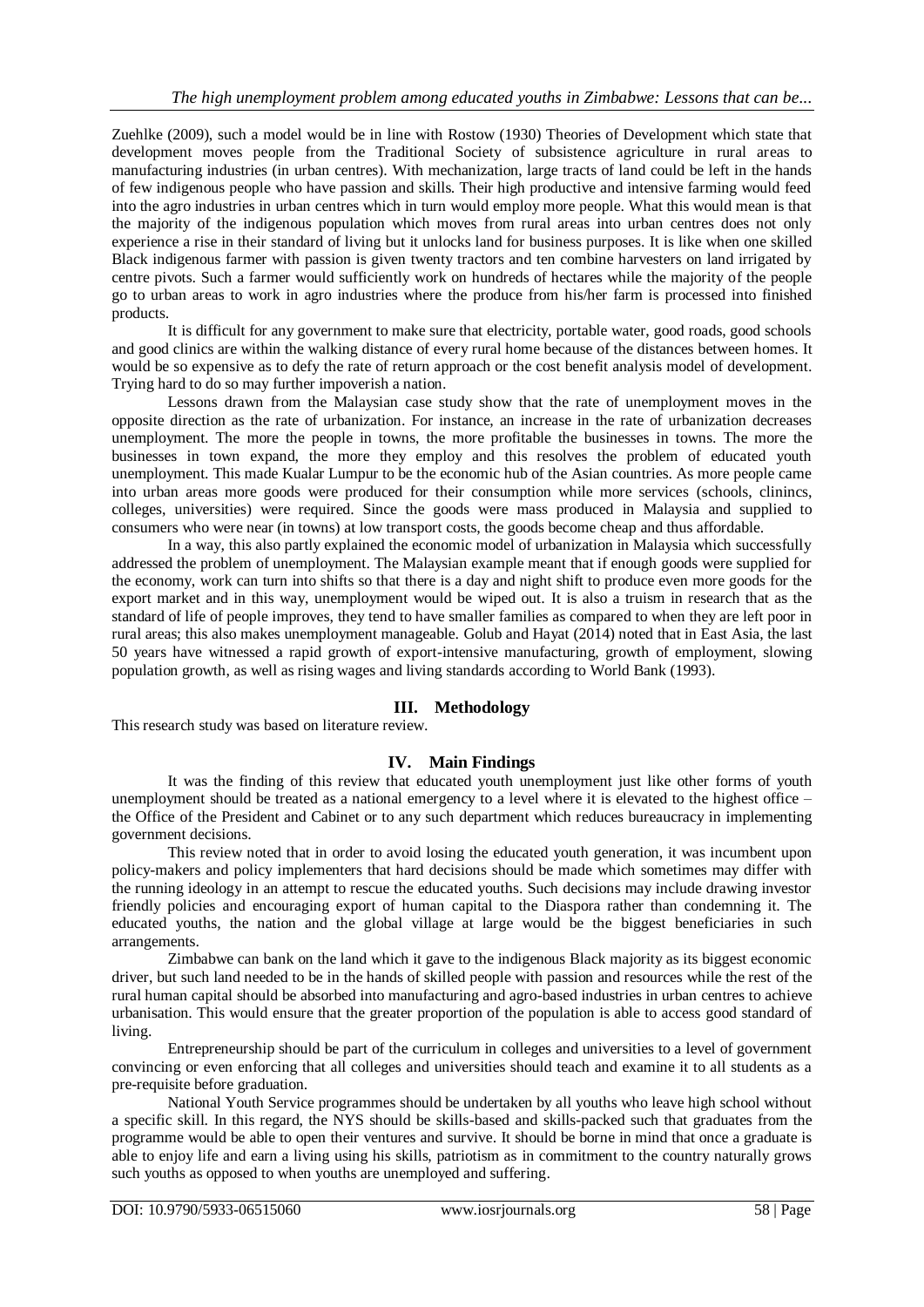Zuehlke (2009), such a model would be in line with Rostow (1930) Theories of Development which state that development moves people from the Traditional Society of subsistence agriculture in rural areas to manufacturing industries (in urban centres). With mechanization, large tracts of land could be left in the hands of few indigenous people who have passion and skills. Their high productive and intensive farming would feed into the agro industries in urban centres which in turn would employ more people. What this would mean is that the majority of the indigenous population which moves from rural areas into urban centres does not only experience a rise in their standard of living but it unlocks land for business purposes. It is like when one skilled Black indigenous farmer with passion is given twenty tractors and ten combine harvesters on land irrigated by centre pivots. Such a farmer would sufficiently work on hundreds of hectares while the majority of the people go to urban areas to work in agro industries where the produce from his/her farm is processed into finished products.

It is difficult for any government to make sure that electricity, portable water, good roads, good schools and good clinics are within the walking distance of every rural home because of the distances between homes. It would be so expensive as to defy the rate of return approach or the cost benefit analysis model of development. Trying hard to do so may further impoverish a nation.

Lessons drawn from the Malaysian case study show that the rate of unemployment moves in the opposite direction as the rate of urbanization. For instance, an increase in the rate of urbanization decreases unemployment. The more the people in towns, the more profitable the businesses in towns. The more the businesses in town expand, the more they employ and this resolves the problem of educated youth unemployment. This made Kualar Lumpur to be the economic hub of the Asian countries. As more people came into urban areas more goods were produced for their consumption while more services (schools, clinincs, colleges, universities) were required. Since the goods were mass produced in Malaysia and supplied to consumers who were near (in towns) at low transport costs, the goods become cheap and thus affordable.

In a way, this also partly explained the economic model of urbanization in Malaysia which successfully addressed the problem of unemployment. The Malaysian example meant that if enough goods were supplied for the economy, work can turn into shifts so that there is a day and night shift to produce even more goods for the export market and in this way, unemployment would be wiped out. It is also a truism in research that as the standard of life of people improves, they tend to have smaller families as compared to when they are left poor in rural areas; this also makes unemployment manageable. Golub and Hayat (2014) noted that in East Asia, the last 50 years have witnessed a rapid growth of export-intensive manufacturing, growth of employment, slowing population growth, as well as rising wages and living standards according to World Bank (1993).

## III. Methodology

This research study was based on literature review.

## IV. Main Findings

It was the finding of this review that educated youth unemployment just like other forms of youth unemployment should be treated as a national emergency to a level where it is elevated to the highest office – the Office of the President and Cabinet or to any such department which reduces bureaucracy in implementing government decisions.

This review noted that in order to avoid losing the educated youth generation, it was incumbent upon policy-makers and policy implementers that hard decisions should be made which sometimes may differ with the running ideology in an attempt to rescue the educated youths. Such decisions may include drawing investor friendly policies and encouraging export of human capital to the Diaspora rather than condemning it. The educated youths, the nation and the global village at large would be the biggest beneficiaries in such arrangements.

Zimbabwe can bank on the land which it gave to the indigenous Black majority as its biggest economic driver, but such land needed to be in the hands of skilled people with passion and resources while the rest of the rural human capital should be absorbed into manufacturing and agro-based industries in urban centres to achieve urbanisation. This would ensure that the greater proportion of the population is able to access good standard of living.

Entrepreneurship should be part of the curriculum in colleges and universities to a level of government convincing or even enforcing that all colleges and universities should teach and examine it to all students as a pre-requisite before graduation.

National Youth Service programmes should be undertaken by all youths who leave high school without a specific skill. In this regard, the NYS should be skills-based and skills-packed such that graduates from the programme would be able to open their ventures and survive. It should be borne in mind that once a graduate is able to enjoy life and earn a living using his skills, patriotism as in commitment to the country naturally grows such youths as opposed to when youths are unemployed and suffering.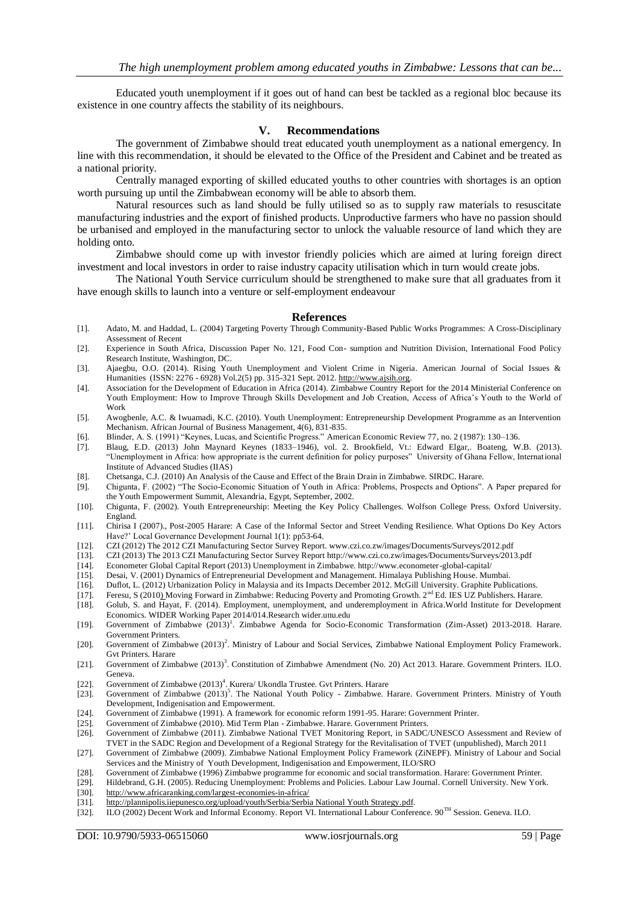Educated youth unemployment if it goes out of hand can best be tackled as a regional bloc because its existence in one country affects the stability of its neighbours.

## V. Recommendations

The government of Zimbabwe should treat educated youth unemployment as a national emergency. In line with this recommendation, it should be elevated to the Office of the President and Cabinet and be treated as a national priority.

Centrally managed exporting of skilled educated youths to other countries with shortages is an option worth pursuing up until the Zimbabwean economy will be able to absorb them.

Natural resources such as land should be fully utilised so as to supply raw materials to resuscitate manufacturing industries and the export of finished products. Unproductive farmers who have no passion should be urbanised and employed in the manufacturing sector to unlock the valuable resource of land which they are holding onto.

Zimbabwe should come up with investor friendly policies which are aimed at luring foreign direct investment and local investors in order to raise industry capacity utilisation which in turn would create jobs.

The National Youth Service curriculum should be strengthened to make sure that all graduates from it have enough skills to launch into a venture or self-employment endeavour

## References

[1]. Adato, M. and Haddad, L. (2004) Targeting Poverty Through Community-Based Public Works Programmes: A Cross-Disciplinary Assessment of Recent

[2]. Experience in South Africa, Discussion Paper No. 121, Food Con- sumption and Nutrition Division, International Food Policy Research Institute, Washington, DC.

[3]. Ajaegbu, O.O. (2014). Rising Youth Unemployment and Violent Crime in Nigeria. American Journal of Social Issues & Humanities (ISSN: 2276 - 6928) Vol.2(5) pp. 315-321 Sept. 2012. http://www.ajsih.org.

[4]. Association for the Development of Education in Africa (2014). Zimbabwe Country Report for the 2014 Ministerial Conference on Youth Employment: How to Improve Through Skills Development and Job Creation, Access of Africa's Youth to the World of Work

[5]. Awogbenle, A.C. & Iwuamadi, K.C. (2010). Youth Unemployment: Entrepreneurship Development Programme as an Intervention Mechanism. African Journal of Business Management, 4(6), 831-835.

[6]. Blinder, A. S. (1991) "Keynes, Lucas, and Scientific Progress." American Economic Review 77, no. 2 (1987): 130–136.

[7]. Blaug, E.D. (2013) John Maynard Keynes (1833–1946), vol. 2. Brookfield, Vt.: Edward Elgar,. Boateng, W.B. (2013). "Unemployment in Africa: how appropriate is the current definition for policy purposes" University of Ghana Fellow, International Institute of Advanced Studies (IIAS)

[8]. Chetsanga, C.J. (2010) An Analysis of the Cause and Effect of the Brain Drain in Zimbabwe. SIRDC. Harare.

[9]. Chigunta, F. (2002) "The Socio-Economic Situation of Youth in Africa: Problems, Prospects and Options". A Paper prepared for the Youth Empowerment Summit, Alexandria, Egypt, September, 2002.

[10]. Chigunta, F. (2002). Youth Entrepreneurship: Meeting the Key Policy Challenges. Wolfson College Press. Oxford University. England.

[11]. Chirisa I (2007)., Post-2005 Harare: A Case of the Informal Sector and Street Vending Resilience. What Options Do Key Actors Have?' Local Governance Development Journal 1(1): pp53-64.

[12]. CZI (2012) The 2012 CZI Manufacturing Sector Survey Report. www.czi.co.zw/images/Documents/Surveys/2012.pdf

[13]. CZI (2013) The 2013 CZI Manufacturing Sector Survey Report http://www.czi.co.zw/images/Documents/Surveys/2013.pdf

[14]. Econometer Global Capital Report (2013) Unemployment in Zimbabwe. http://www.econometer-global-capital/

[15]. Desai, V. (2001) Dynamics of Entrepreneurial Development and Management. Himalaya Publishing House. Mumbai.

[16]. Duflot, L. (2012) Urbanization Policy in Malaysia and its Impacts December 2012. McGill University. Graphite Publications.

[17]. Feresu, S (2010) Moving Forward in Zimbabwe: Reducing Poverty and Promoting Growth. 2nd Ed. IES UZ Publishers. Harare.

[18]. Golub, S. and Hayat, F. (2014). Employment, unemployment, and underemployment in Africa.World Institute for Development Economics. WIDER Working Paper 2014/014.Research wider.unu.edu

[19]. Government of Zimbabwe (2013)[1]. Zimbabwe Agenda for Socio-Economic Transformation (Zim-Asset) 2013-2018. Harare. Government Printers.

[20]. Government of Zimbabwe (2013)[2]. Ministry of Labour and Social Services, Zimbabwe National Employment Policy Framework. Gvt Printers. Harare

[21]. Government of Zimbabwe (2013)[3]. Constitution of Zimbabwe Amendment (No. 20) Act 2013. Harare. Government Printers. ILO. Geneva.

[22]. Government of Zimbabwe (2013)[4]. Kurera/ Ukondla Trustee. Gvt Printers. Harare

[23]. Government of Zimbabwe (2013)[5]. The National Youth Policy - Zimbabwe. Harare. Government Printers. Ministry of Youth Development, Indigenisation and Empowerment.

[24]. Government of Zimbabwe (1991). A framework for economic reform 1991-95. Harare: Government Printer.

[25]. Government of Zimbabwe (2010). Mid Term Plan - Zimbabwe. Harare. Government Printers.

[26]. Government of Zimbabwe (2011). Zimbabwe National TVET Monitoring Report, in SADC/UNESCO Assessment and Review of TVET in the SADC Region and Development of a Regional Strategy for the Revitalisation of TVET (unpublished), March 2011

[27]. Government of Zimbabwe (2009). Zimbabwe National Employment Policy Framework (ZiNEPF). Ministry of Labour and Social Services and the Ministry of Youth Development, Indigenisation and Empowerment, ILO/SRO

[28]. Government of Zimbabwe (1996) Zimbabwe programme for economic and social transformation. Harare: Government Printer.

[29]. Hildebrand, G.H. (2005). Reducing Unemployment: Problems and Policies. Labour Law Journal. Cornell University. New York.

[30]. http://www.africaranking.com/largest-economies-in-africa/

[31]. http://plannipolis.iiepunesco.org/upload/youth/Serbia/Serbia National Youth Strategy.pdf.

[32]. ILO (2002) Decent Work and Informal Economy. Report VI. International Labour Conference. 90TH Session. Geneva. ILO.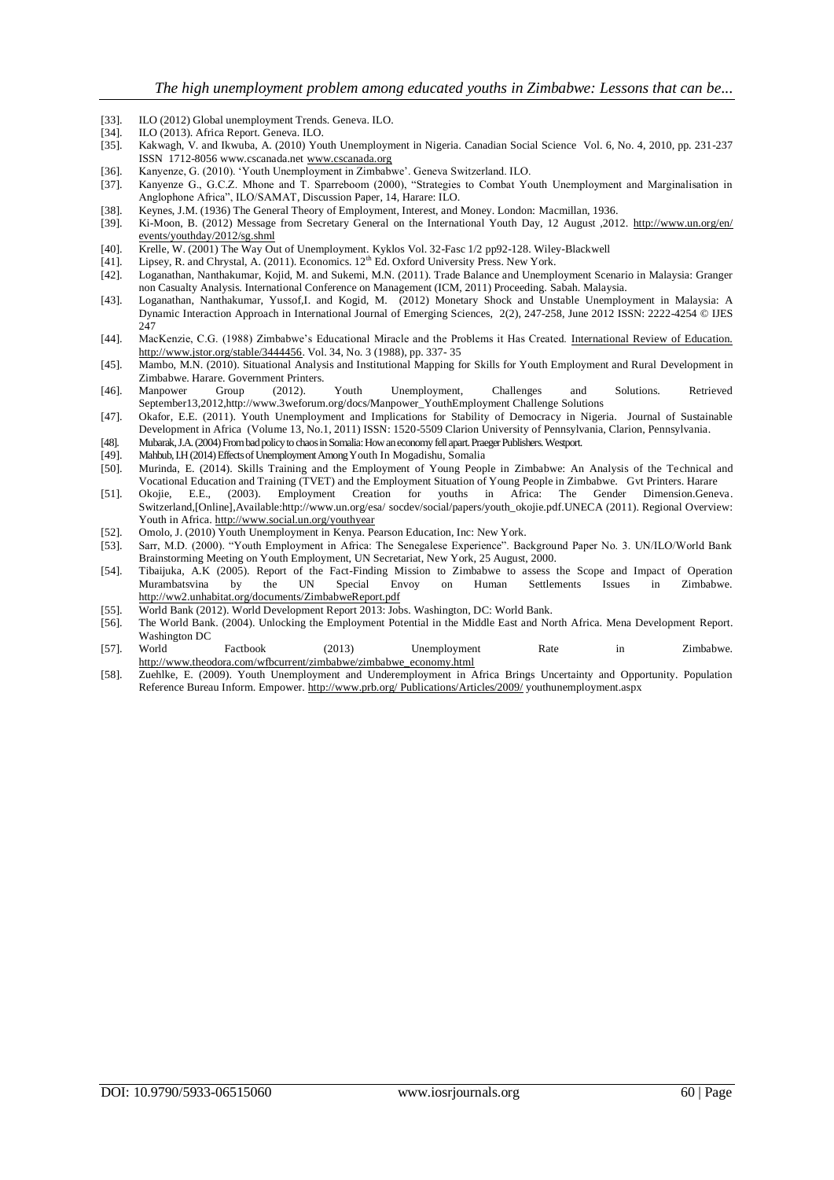[33]. ILO (2012) Global unemployment Trends. Geneva. ILO.

[34]. ILO (2013). Africa Report. Geneva. ILO.

[35]. Kakwagh, V. and Ikwuba, A. (2010) Youth Unemployment in Nigeria. Canadian Social Science Vol. 6, No. 4, 2010, pp. 231-237 ISSN 1712-8056 www.cscanada.net www.cscanada.org

[36]. Kanyenze, G. (2010). 'Youth Unemployment in Zimbabwe'. Geneva Switzerland. ILO.

[37]. Kanyenze G., G.C.Z. Mhone and T. Sparreboom (2000), "Strategies to Combat Youth Unemployment and Marginalisation in Anglophone Africa", ILO/SAMAT, Discussion Paper, 14, Harare: ILO.

[38]. Keynes, J.M. (1936) The General Theory of Employment, Interest, and Money. London: Macmillan, 1936.

[39]. Ki-Moon, B. (2012) Message from Secretary General on the International Youth Day, 12 August ,2012. http://www.un.org/en/events/youthday/2012/sg.shml

[40]. Krelle, W. (2001) The Way Out of Unemployment. Kyklos Vol. 32-Fasc 1/2 pp92-128. Wiley-Blackwell

[41]. Lipsey, R. and Chrystal, A. (2011). Economics. 12th Ed. Oxford University Press. New York.

[42]. Loganathan, Nanthakumar, Kojid, M. and Sukemi, M.N. (2011). Trade Balance and Unemployment Scenario in Malaysia: Granger non Casualty Analysis. International Conference on Management (ICM, 2011) Proceeding. Sabah. Malaysia.

[43]. Loganathan, Nanthakumar, Yussof,I. and Kogid, M. (2012) Monetary Shock and Unstable Unemployment in Malaysia: A Dynamic Interaction Approach in International Journal of Emerging Sciences, 2(2), 247-258, June 2012 ISSN: 2222-4254 © IJES 247

[44]. MacKenzie, C.G. (1988) Zimbabwe's Educational Miracle and the Problems it Has Created. International Review of Education. http://www.jstor.org/stable/3444456. Vol. 34, No. 3 (1988), pp. 337- 35

[45]. Mambo, M.N. (2010). Situational Analysis and Institutional Mapping for Skills for Youth Employment and Rural Development in Zimbabwe. Harare. Government Printers.

[46]. Manpower Group (2012). Youth Unemployment, Challenges and Solutions. Retrieved September13,2012,http://www.3weforum.org/docs/Manpower_YouthEmployment Challenge Solutions

[47]. Okafor, E.E. (2011). Youth Unemployment and Implications for Stability of Democracy in Nigeria. Journal of Sustainable Development in Africa (Volume 13, No.1, 2011) ISSN: 1520-5509 Clarion University of Pennsylvania, Clarion, Pennsylvania.

[48]. Mubarak, J.A. (2004) From bad policy to chaos in Somalia: How an economy fell apart. Praeger Publishers. Westport.

[49]. Mahbub, I.H (2014) Effects of Unemployment Among Youth In Mogadishu, Somalia

[50]. Murinda, E. (2014). Skills Training and the Employment of Young People in Zimbabwe: An Analysis of the Technical and Vocational Education and Training (TVET) and the Employment Situation of Young People in Zimbabwe. Gvt Printers. Harare

[51]. Okojie, E.E., (2003). Employment Creation for youths in Africa: The Gender Dimension.Geneva. Switzerland,[Online],Available:http://www.un.org/esa/ socdev/social/papers/youth_okojie.pdf.UNECA (2011). Regional Overview: Youth in Africa. http://www.social.un.org/youthyear

[52]. Omolo, J. (2010) Youth Unemployment in Kenya. Pearson Education, Inc: New York.

[53]. Sarr, M.D. (2000). "Youth Employment in Africa: The Senegalese Experience". Background Paper No. 3. UN/ILO/World Bank Brainstorming Meeting on Youth Employment, UN Secretariat, New York, 25 August, 2000.

[54]. Tibaijuka, A.K (2005). Report of the Fact-Finding Mission to Zimbabwe to assess the Scope and Impact of Operation Murambatsvina by the UN Special Envoy on Human Settlements Issues in Zimbabwe. http://ww2.unhabitat.org/documents/ZimbabweReport.pdf

[55]. World Bank (2012). World Development Report 2013: Jobs. Washington, DC: World Bank.

[56]. The World Bank. (2004). Unlocking the Employment Potential in the Middle East and North Africa. Mena Development Report. Washington DC

[57]. World Factbook (2013) Unemployment Rate in Zimbabwe. http://www.theodora.com/wfbcurrent/zimbabwe/zimbabwe_economy.html

[58]. Zuehlke, E. (2009). Youth Unemployment and Underemployment in Africa Brings Uncertainty and Opportunity. Population Reference Bureau Inform. Empower. http://www.prb.org/ Publications/Articles/2009/ youthunemployment.aspx